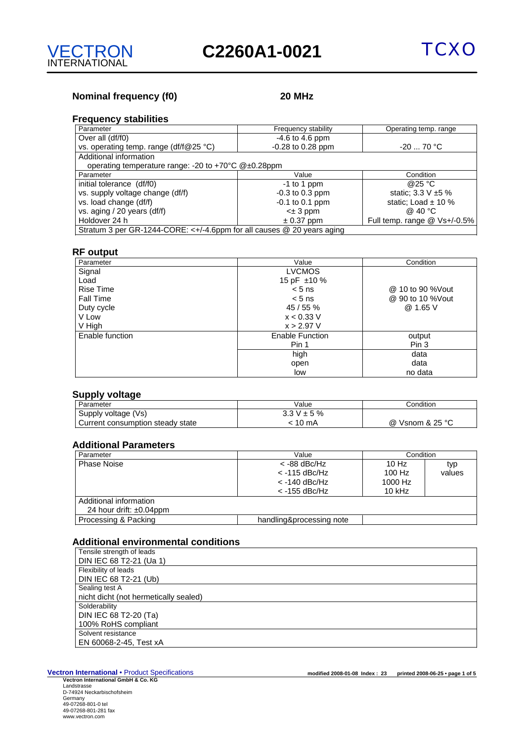# VECTRON INTERNATIONAL — C2260A1-0021 — TCXO

**Nominal frequency (f0)** **20 MHz**

## Frequency stabilities

| Parameter | Frequency stability | Operating temp. range |
|---|---|---|
| Over all (df/f0) | -4.6 to 4.6 ppm | |
| vs. operating temp. range (df/f@25 °C) | -0.28 to 0.28 ppm | -20 ... 70 °C |
| Additional information<br>operating temperature range: -20 to +70°C @±0.28ppm | | |
| Parameter | Value | Condition |
| initial tolerance (df/f0) | -1 to 1 ppm | @25 °C |
| vs. supply voltage change (df/f) | -0.3 to 0.3 ppm | static; 3.3 V ±5 % |
| vs. load change (df/f) | -0.1 to 0.1 ppm | static; Load ± 10 % |
| vs. aging / 20 years (df/f) | <± 3 ppm | @ 40 °C |
| Holdover 24 h | ± 0.37 ppm | Full temp. range @ Vs+/-0.5% |
| Stratum 3 per GR-1244-CORE: <+/-4.6ppm for all causes @ 20 years aging | | |

## RF output

| Parameter | Value | Condition |
|---|---|---|
| Signal | LVCMOS | |
| Load | 15 pF ±10 % | |
| Rise Time | < 5 ns | @ 10 to 90 %Vout |
| Fall Time | < 5 ns | @ 90 to 10 %Vout |
| Duty cycle | 45 / 55 % | @ 1.65 V |
| V Low | x < 0.33 V | |
| V High | x > 2.97 V | |
| Enable function | Enable Function | output |
| | Pin 1 | Pin 3 |
| | high | data |
| | open | data |
| | low | no data |

## Supply voltage

| Parameter | Value | Condition |
|---|---|---|
| Supply voltage (Vs) | 3.3 V ± 5 % | |
| Current consumption steady state | < 10 mA | @ Vsnom & 25 °C |

## Additional Parameters

| Parameter | Value | Condition | |
|---|---|---|---|
| Phase Noise | < -88 dBc/Hz | 10 Hz | typ values |
| | < -115 dBc/Hz | 100 Hz | |
| | < -140 dBc/Hz | 1000 Hz | |
| | < -155 dBc/Hz | 10 kHz | |
| Additional information<br>24 hour drift: ±0.04ppm | | | |
| Processing & Packing | handling&processing note | | |

## Additional environmental conditions

| |
|---|
| Tensile strength of leads<br>DIN IEC 68 T2-21 (Ua 1) |
| Flexibility of leads<br>DIN IEC 68 T2-21 (Ub) |
| Sealing test A<br>nicht dicht (not hermetically sealed) |
| Solderability<br>DIN IEC 68 T2-20 (Ta)<br>100% RoHS compliant |
| Solvent resistance<br>EN 60068-2-45, Test xA |

**Vectron International** • Product Specifications — modified 2008-01-08 Index : 23 printed 2008-06-25

**Vectron International GmbH & Co. KG**
Landstrasse
D-74924 Neckarbischofsheim
Germany
49-07268-801-0 tel
49-07268-801-281 fax
www.vectron.com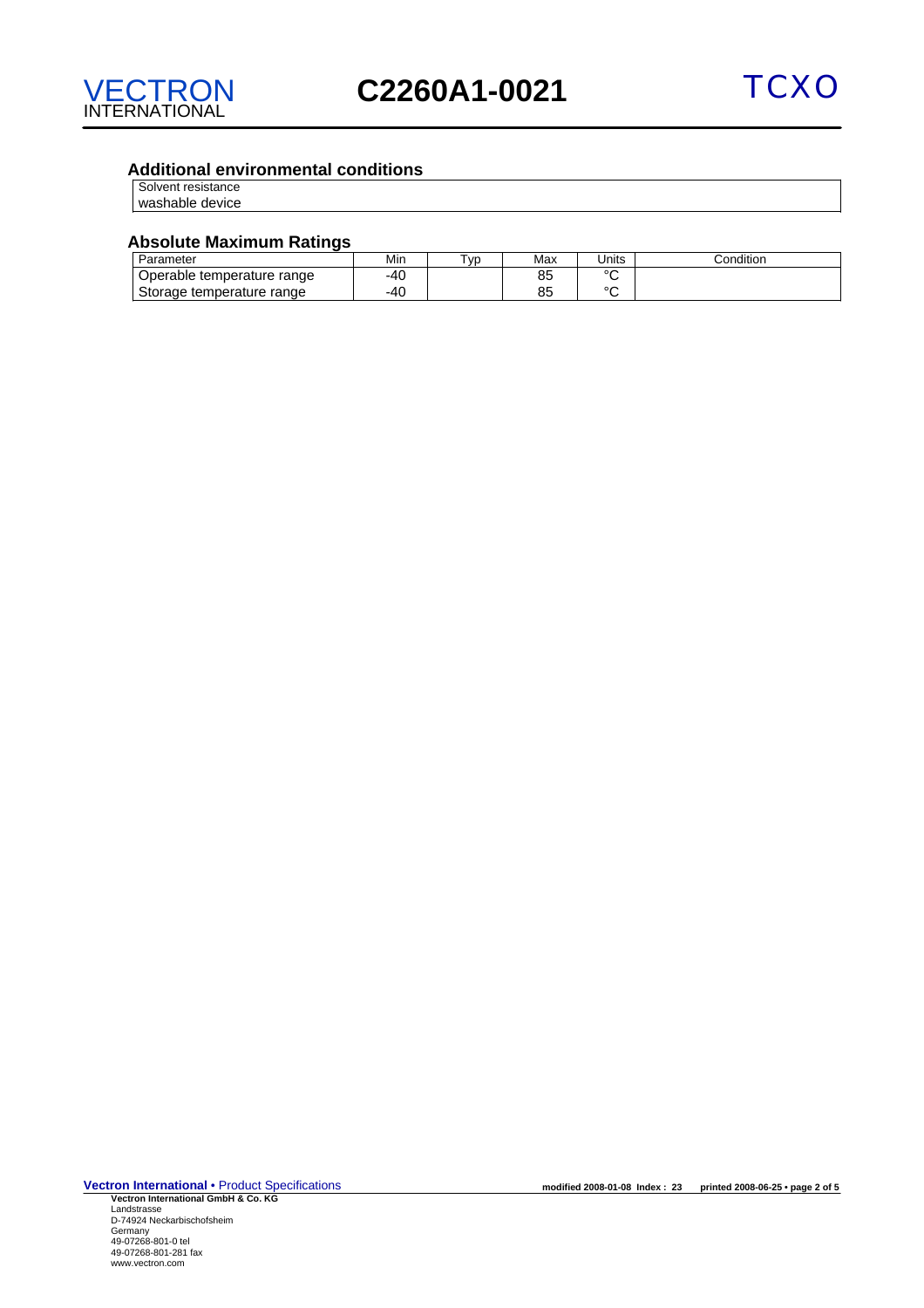## Additional environmental conditions

| Solvent resistance |
|---|
| washable device |

## Absolute Maximum Ratings

| Parameter | Min | Typ | Max | Units | Condition |
|---|---|---|---|---|---|
| Operable temperature range | -40 | | 85 | °C | |
| Storage temperature range | -40 | | 85 | °C | |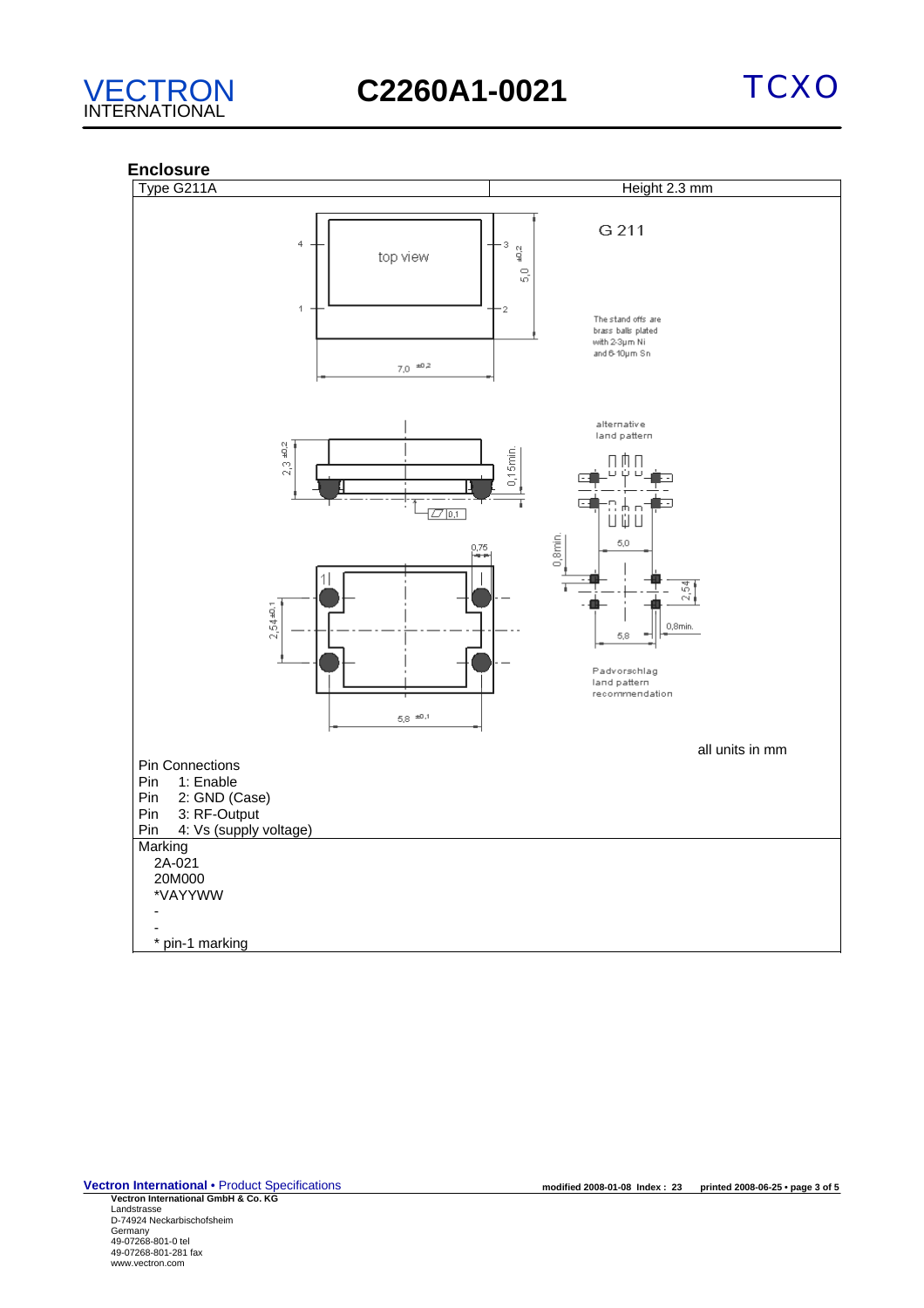## Enclosure

| Type G211A | Height 2.3 mm |
|---|---|

G 211

The stand offs are brass balls plated with 2-3µm Ni and 6-10µm Sn

top view

7,0 ±0,2

5,0 ±0,2

2,3 ±0,2

0,15min.

0,1

0,75

2,54±0,1

5,8 ±0,1

alternative land pattern

0,8min.

5,0

2,54

0,8min.

5,8

Padvorschlag
land pattern
recommendation

all units in mm

Pin Connections
Pin 1: Enable
Pin 2: GND (Case)
Pin 3: RF-Output
Pin 4: Vs (supply voltage)

Marking
2A-021
20M000
*VAYYWW
-
-
* pin-1 marking

**Vectron International** • Product Specifications
**Vectron International GmbH & Co. KG**
Landstrasse
D-74924 Neckarbischofsheim
Germany
49-07268-801-0 tel
49-07268-801-281 fax
www.vectron.com

**modified 2008-01-08 Index : 23 printed 2008-06-25**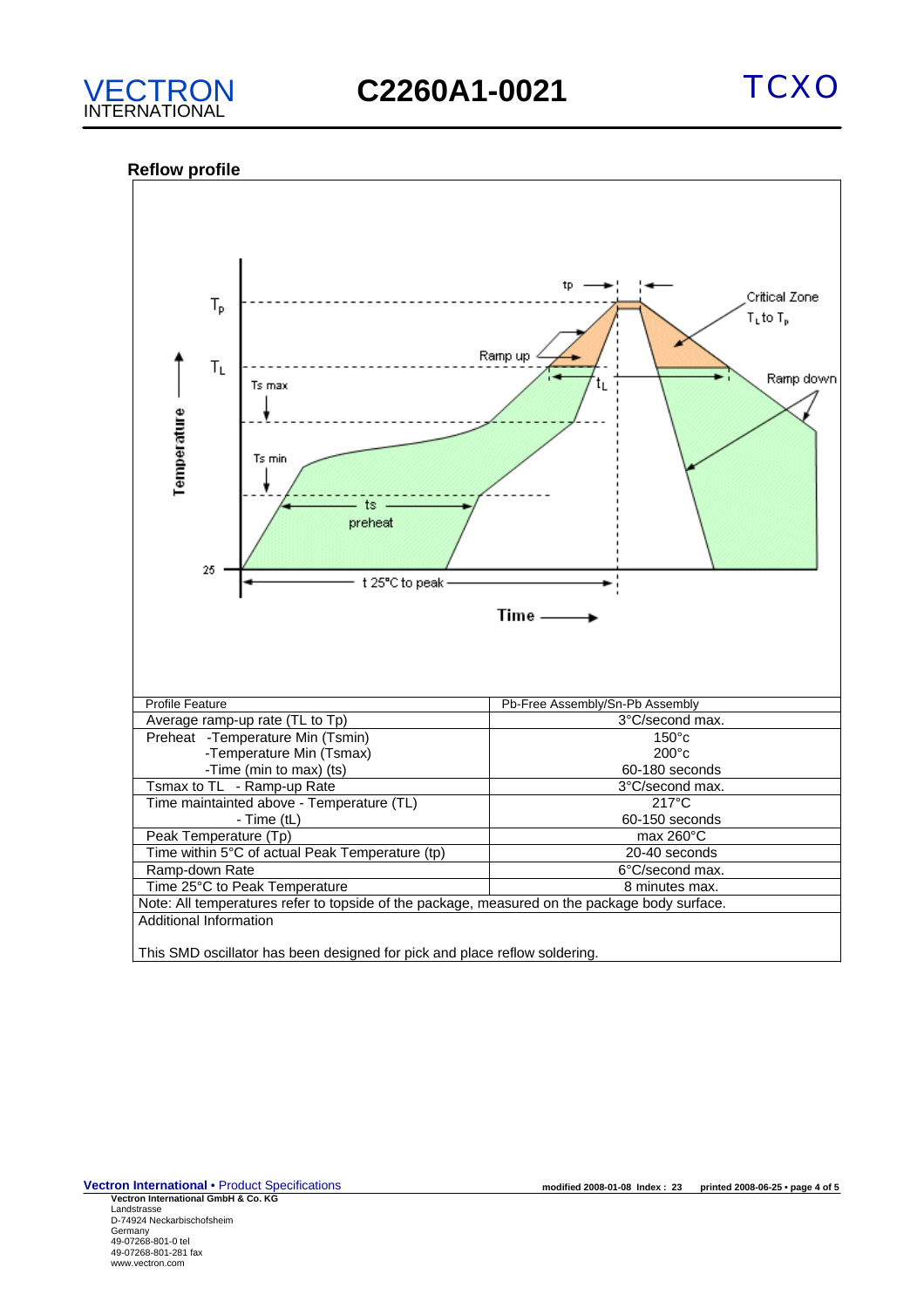## Reflow profile

| Profile Feature | Pb-Free Assembly/Sn-Pb Assembly |
|---|---|
| Average ramp-up rate (TL to Tp) | 3°C/second max. |
| Preheat -Temperature Min (Tsmin) | 150°c |
| -Temperature Min (Tsmax) | 200°c |
| -Time (min to max) (ts) | 60-180 seconds |
| Tsmax to TL - Ramp-up Rate | 3°C/second max. |
| Time maintainted above - Temperature (TL) | 217°C |
| - Time (tL) | 60-150 seconds |
| Peak Temperature (Tp) | max 260°C |
| Time within 5°C of actual Peak Temperature (tp) | 20-40 seconds |
| Ramp-down Rate | 6°C/second max. |
| Time 25°C to Peak Temperature | 8 minutes max. |

Note: All temperatures refer to topside of the package, measured on the package body surface.

Additional Information

This SMD oscillator has been designed for pick and place reflow soldering.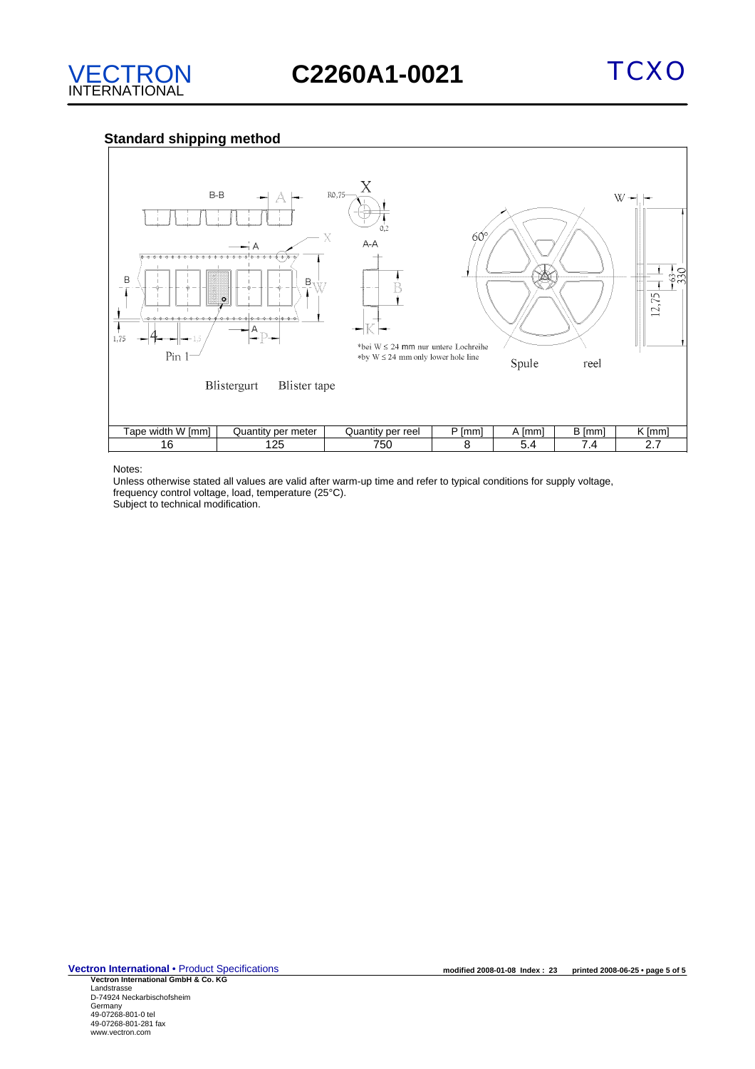## Standard shipping method

B-B

A

R0,75

X

0,2

A-A

60°

W

B

B

W

B

63

330

12,75

K

1,75

4

1,5

A

P

Pin 1

*bei W ≤ 24 mm nur untere Lochreihe
*by W ≤ 24 mm only lower hole line

Spule reel

Blistergurt Blister tape

| Tape width W [mm] | Quantity per meter | Quantity per reel | P [mm] | A [mm] | B [mm] | K [mm] |
|---|---|---|---|---|---|---|
| 16 | 125 | 750 | 8 | 5.4 | 7.4 | 2.7 |

Notes:
Unless otherwise stated all values are valid after warm-up time and refer to typical conditions for supply voltage, frequency control voltage, load, temperature (25°C).
Subject to technical modification.

**Vectron International** • Product Specifications

**Vectron International GmbH & Co. KG**
Landstrasse
D-74924 Neckarbischofsheim
Germany
49-07268-801-0 tel
49-07268-801-281 fax
www.vectron.com

**modified 2008-01-08 Index : 23 printed 2008-06-25**